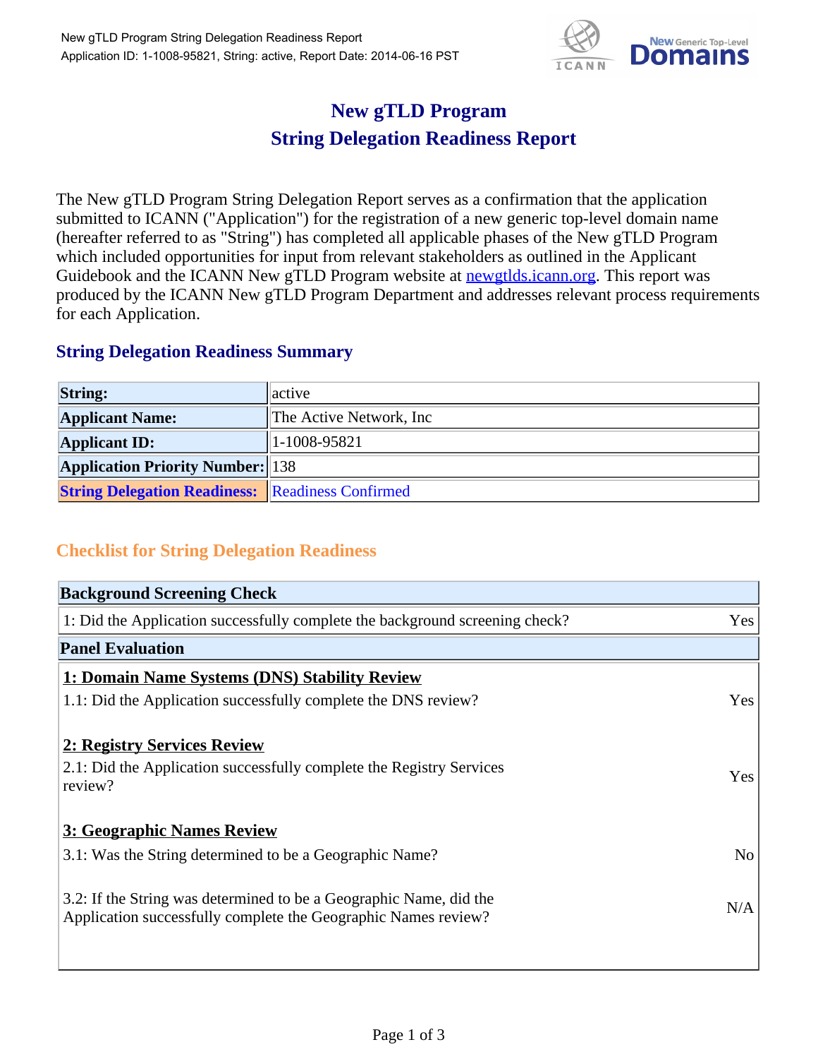# New gTLD Program
# String Delegation Readiness Report

The New gTLD Program String Delegation Report serves as a confirmation that the application submitted to ICANN ("Application") for the registration of a new generic top-level domain name (hereafter referred to as "String") has completed all applicable phases of the New gTLD Program which included opportunities for input from relevant stakeholders as outlined in the Applicant Guidebook and the ICANN New gTLD Program website at newgtlds.icann.org. This report was produced by the ICANN New gTLD Program Department and addresses relevant process requirements for each Application.

## String Delegation Readiness Summary

| | |
|---|---|
| **String:** | active |
| **Applicant Name:** | The Active Network, Inc |
| **Applicant ID:** | 1-1008-95821 |
| **Application Priority Number:** | 138 |
| **String Delegation Readiness:** | Readiness Confirmed |

## Checklist for String Delegation Readiness

| **Background Screening Check** | |
|---|---|
| 1: Did the Application successfully complete the background screening check? | Yes |
| **Panel Evaluation** | |
| **1: Domain Name Systems (DNS) Stability Review** | |
| 1.1: Did the Application successfully complete the DNS review? | Yes |
| **2: Registry Services Review** | |
| 2.1: Did the Application successfully complete the Registry Services review? | Yes |
| **3: Geographic Names Review** | |
| 3.1: Was the String determined to be a Geographic Name? | No |
| 3.2: If the String was determined to be a Geographic Name, did the Application successfully complete the Geographic Names review? | N/A |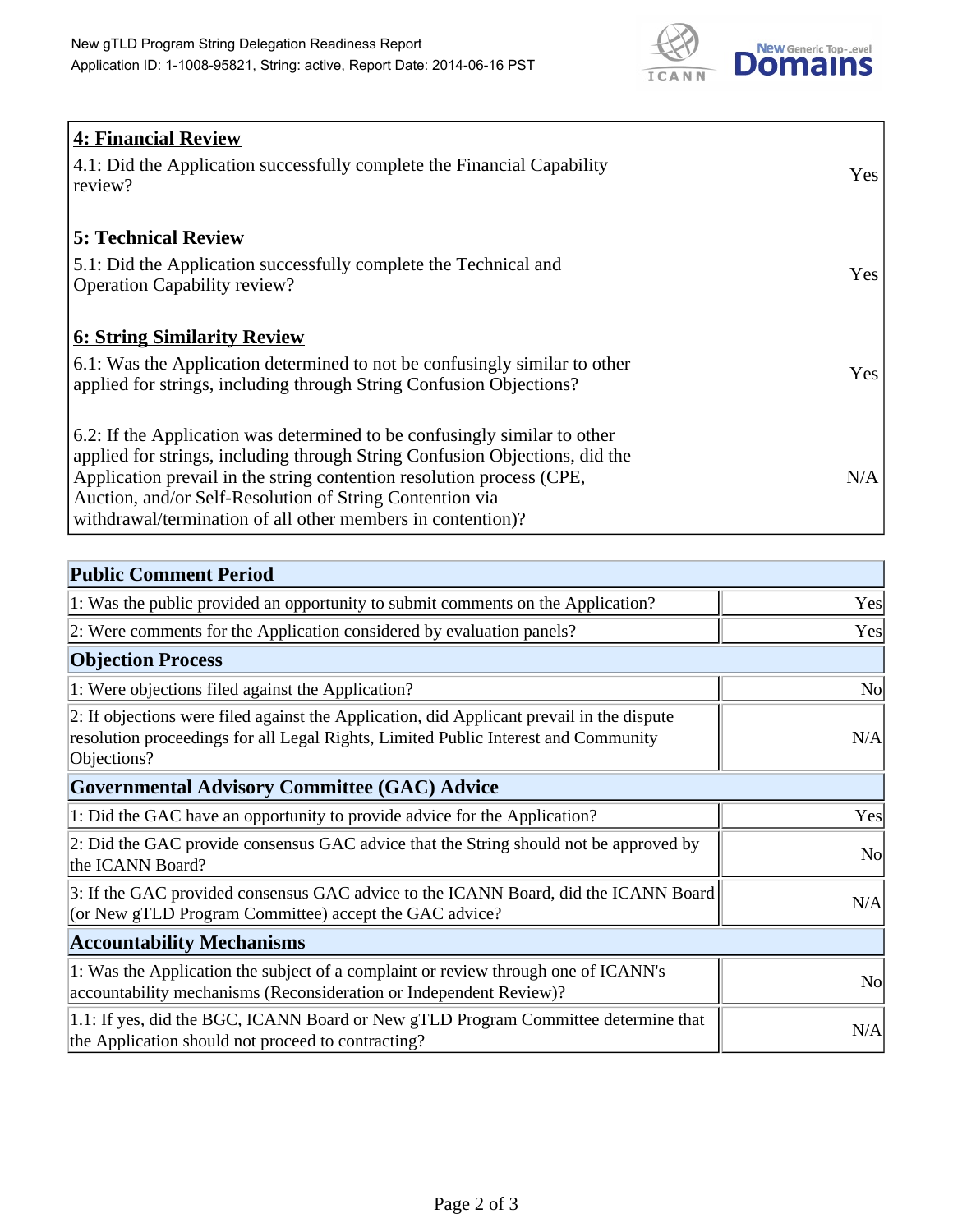| **4: Financial Review** | |
|---|---|
| 4.1: Did the Application successfully complete the Financial Capability review? | Yes |
| **5: Technical Review** | |
| 5.1: Did the Application successfully complete the Technical and Operation Capability review? | Yes |
| **6: String Similarity Review** | |
| 6.1: Was the Application determined to not be confusingly similar to other applied for strings, including through String Confusion Objections? | Yes |
| 6.2: If the Application was determined to be confusingly similar to other applied for strings, including through String Confusion Objections, did the Application prevail in the string contention resolution process (CPE, Auction, and/or Self-Resolution of String Contention via withdrawal/termination of all other members in contention)? | N/A |

| **Public Comment Period** | |
|---|---|
| 1: Was the public provided an opportunity to submit comments on the Application? | Yes |
| 2: Were comments for the Application considered by evaluation panels? | Yes |
| **Objection Process** | |
| 1: Were objections filed against the Application? | No |
| 2: If objections were filed against the Application, did Applicant prevail in the dispute resolution proceedings for all Legal Rights, Limited Public Interest and Community Objections? | N/A |
| **Governmental Advisory Committee (GAC) Advice** | |
| 1: Did the GAC have an opportunity to provide advice for the Application? | Yes |
| 2: Did the GAC provide consensus GAC advice that the String should not be approved by the ICANN Board? | No |
| 3: If the GAC provided consensus GAC advice to the ICANN Board, did the ICANN Board (or New gTLD Program Committee) accept the GAC advice? | N/A |
| **Accountability Mechanisms** | |
| 1: Was the Application the subject of a complaint or review through one of ICANN's accountability mechanisms (Reconsideration or Independent Review)? | No |
| 1.1: If yes, did the BGC, ICANN Board or New gTLD Program Committee determine that the Application should not proceed to contracting? | N/A |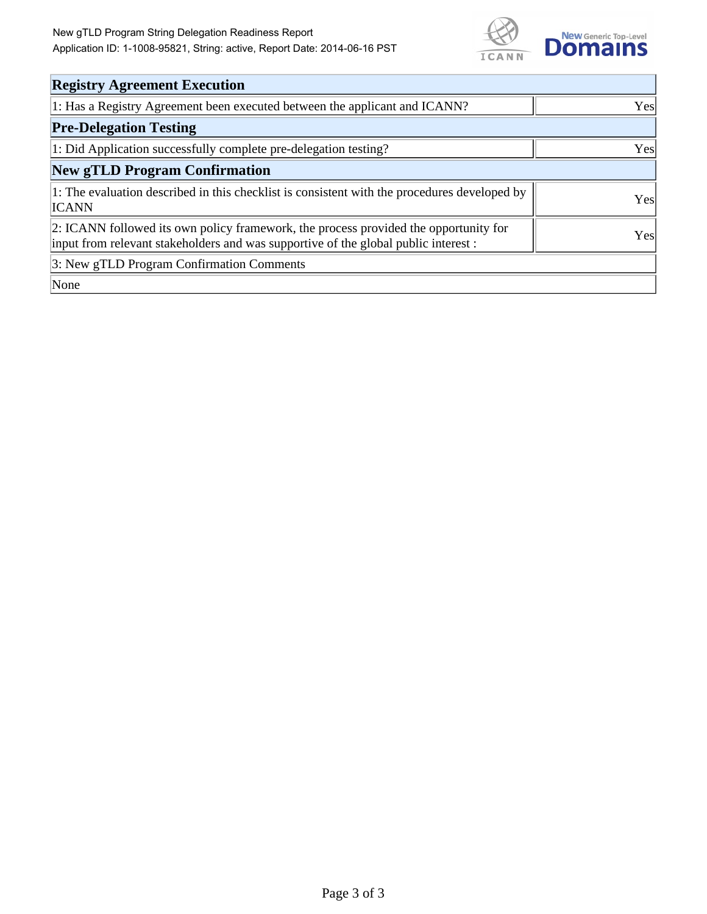## Registry Agreement Execution

| | |
|---|---|
| 1: Has a Registry Agreement been executed between the applicant and ICANN? | Yes |

## Pre-Delegation Testing

| | |
|---|---|
| 1: Did Application successfully complete pre-delegation testing? | Yes |

## New gTLD Program Confirmation

| | |
|---|---|
| 1: The evaluation described in this checklist is consistent with the procedures developed by ICANN | Yes |
| 2: ICANN followed its own policy framework, the process provided the opportunity for input from relevant stakeholders and was supportive of the global public interest : | Yes |

3: New gTLD Program Confirmation Comments

None